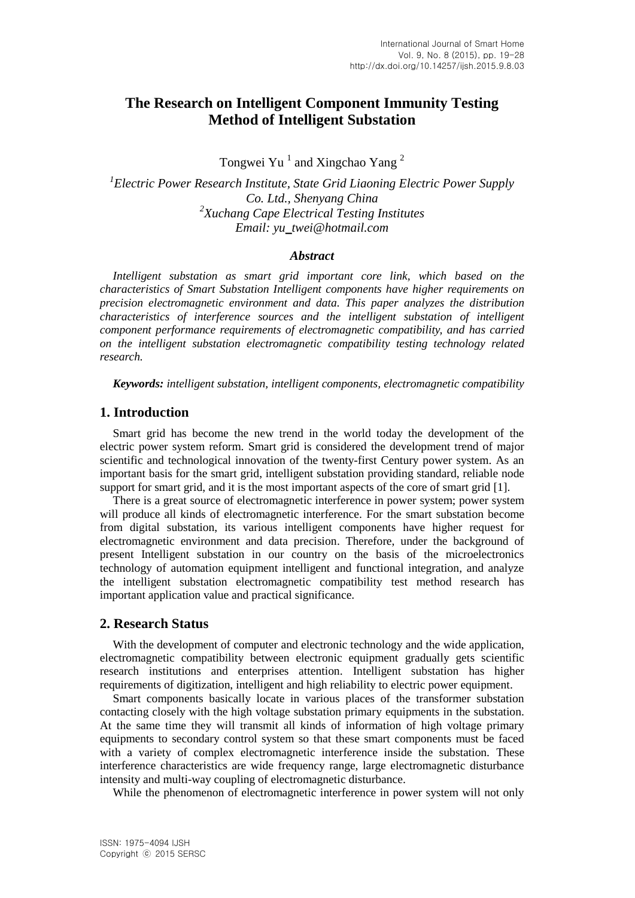# The Research on Intelligent Component Immunity Testing Method of Intelligent Substation

Tongwei Yu [1] and Xingchao Yang [2]

[1]*Electric Power Research Institute, State Grid Liaoning Electric Power Supply Co. Ltd., Shenyang China*
[2]*Xuchang Cape Electrical Testing Institutes*
*Email: yu_twei@hotmail.com*

### *Abstract*

*Intelligent substation as smart grid important core link, which based on the characteristics of Smart Substation Intelligent components have higher requirements on precision electromagnetic environment and data. This paper analyzes the distribution characteristics of interference sources and the intelligent substation of intelligent component performance requirements of electromagnetic compatibility, and has carried on the intelligent substation electromagnetic compatibility testing technology related research.*

***Keywords:*** *intelligent substation, intelligent components, electromagnetic compatibility*

## 1. Introduction

Smart grid has become the new trend in the world today the development of the electric power system reform. Smart grid is considered the development trend of major scientific and technological innovation of the twenty-first Century power system. As an important basis for the smart grid, intelligent substation providing standard, reliable node support for smart grid, and it is the most important aspects of the core of smart grid [1].

There is a great source of electromagnetic interference in power system; power system will produce all kinds of electromagnetic interference. For the smart substation become from digital substation, its various intelligent components have higher request for electromagnetic environment and data precision. Therefore, under the background of present Intelligent substation in our country on the basis of the microelectronics technology of automation equipment intelligent and functional integration, and analyze the intelligent substation electromagnetic compatibility test method research has important application value and practical significance.

## 2. Research Status

With the development of computer and electronic technology and the wide application, electromagnetic compatibility between electronic equipment gradually gets scientific research institutions and enterprises attention. Intelligent substation has higher requirements of digitization, intelligent and high reliability to electric power equipment.

Smart components basically locate in various places of the transformer substation contacting closely with the high voltage substation primary equipments in the substation. At the same time they will transmit all kinds of information of high voltage primary equipments to secondary control system so that these smart components must be faced with a variety of complex electromagnetic interference inside the substation. These interference characteristics are wide frequency range, large electromagnetic disturbance intensity and multi-way coupling of electromagnetic disturbance.

While the phenomenon of electromagnetic interference in power system will not only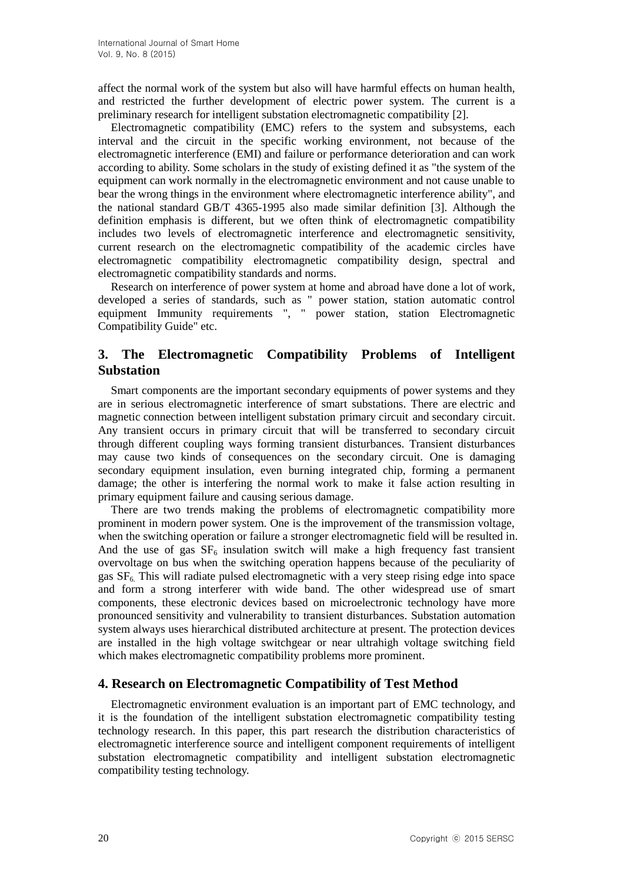affect the normal work of the system but also will have harmful effects on human health, and restricted the further development of electric power system. The current is a preliminary research for intelligent substation electromagnetic compatibility [2].

Electromagnetic compatibility (EMC) refers to the system and subsystems, each interval and the circuit in the specific working environment, not because of the electromagnetic interference (EMI) and failure or performance deterioration and can work according to ability. Some scholars in the study of existing defined it as "the system of the equipment can work normally in the electromagnetic environment and not cause unable to bear the wrong things in the environment where electromagnetic interference ability", and the national standard GB/T 4365-1995 also made similar definition [3]. Although the definition emphasis is different, but we often think of electromagnetic compatibility includes two levels of electromagnetic interference and electromagnetic sensitivity, current research on the electromagnetic compatibility of the academic circles have electromagnetic compatibility electromagnetic compatibility design, spectral and electromagnetic compatibility standards and norms.

Research on interference of power system at home and abroad have done a lot of work, developed a series of standards, such as " power station, station automatic control equipment Immunity requirements ", " power station, station Electromagnetic Compatibility Guide" etc.

## 3. The Electromagnetic Compatibility Problems of Intelligent Substation

Smart components are the important secondary equipments of power systems and they are in serious electromagnetic interference of smart substations. There are electric and magnetic connection between intelligent substation primary circuit and secondary circuit. Any transient occurs in primary circuit that will be transferred to secondary circuit through different coupling ways forming transient disturbances. Transient disturbances may cause two kinds of consequences on the secondary circuit. One is damaging secondary equipment insulation, even burning integrated chip, forming a permanent damage; the other is interfering the normal work to make it false action resulting in primary equipment failure and causing serious damage.

There are two trends making the problems of electromagnetic compatibility more prominent in modern power system. One is the improvement of the transmission voltage, when the switching operation or failure a stronger electromagnetic field will be resulted in. And the use of gas $SF_6$ insulation switch will make a high frequency fast transient overvoltage on bus when the switching operation happens because of the peculiarity of gas $SF_6$. This will radiate pulsed electromagnetic with a very steep rising edge into space and form a strong interferer with wide band. The other widespread use of smart components, these electronic devices based on microelectronic technology have more pronounced sensitivity and vulnerability to transient disturbances. Substation automation system always uses hierarchical distributed architecture at present. The protection devices are installed in the high voltage switchgear or near ultrahigh voltage switching field which makes electromagnetic compatibility problems more prominent.

## 4. Research on Electromagnetic Compatibility of Test Method

Electromagnetic environment evaluation is an important part of EMC technology, and it is the foundation of the intelligent substation electromagnetic compatibility testing technology research. In this paper, this part research the distribution characteristics of electromagnetic interference source and intelligent component requirements of intelligent substation electromagnetic compatibility and intelligent substation electromagnetic compatibility testing technology.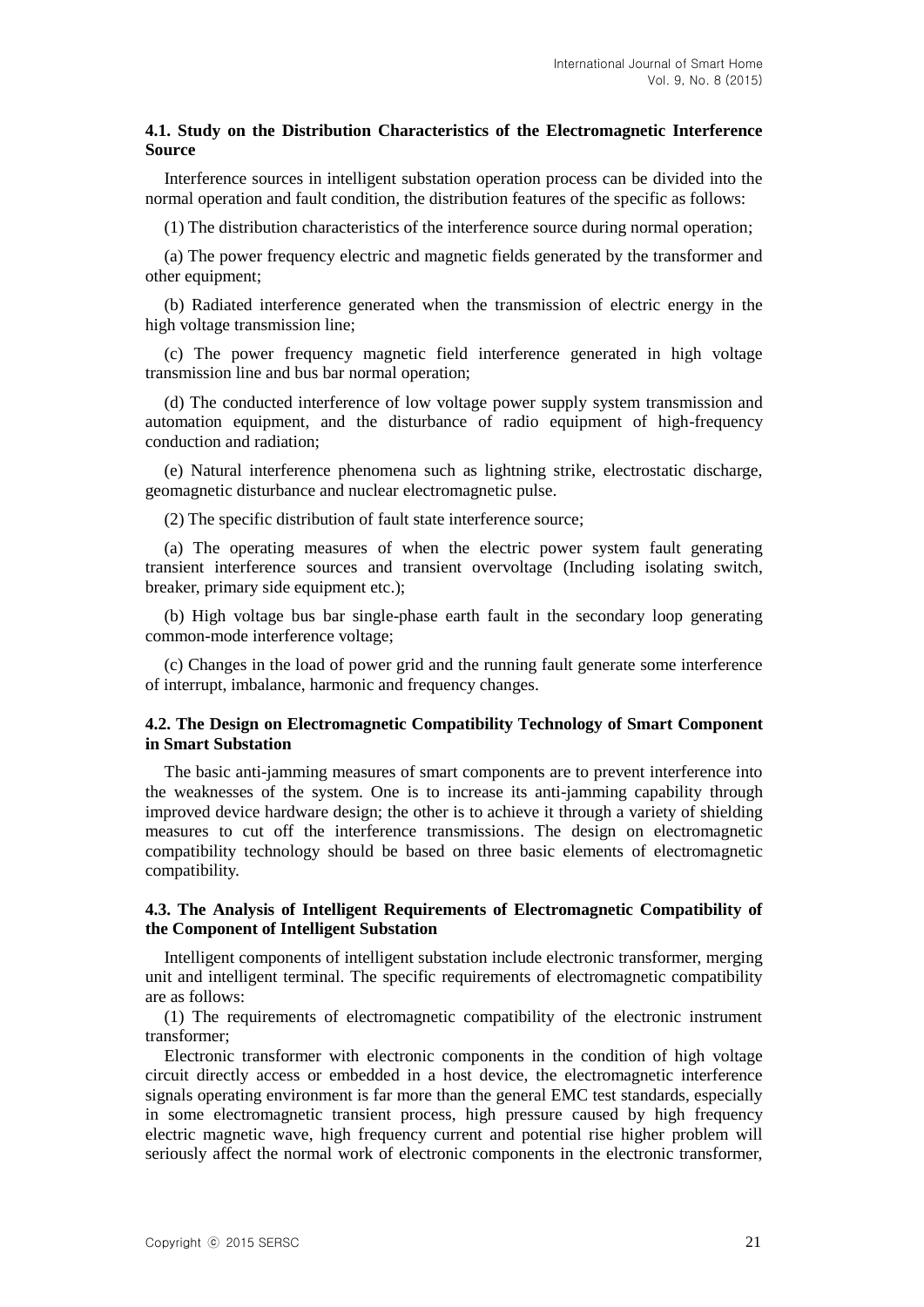### 4.1. Study on the Distribution Characteristics of the Electromagnetic Interference Source

Interference sources in intelligent substation operation process can be divided into the normal operation and fault condition, the distribution features of the specific as follows:

(1) The distribution characteristics of the interference source during normal operation;

(a) The power frequency electric and magnetic fields generated by the transformer and other equipment;

(b) Radiated interference generated when the transmission of electric energy in the high voltage transmission line;

(c) The power frequency magnetic field interference generated in high voltage transmission line and bus bar normal operation;

(d) The conducted interference of low voltage power supply system transmission and automation equipment, and the disturbance of radio equipment of high-frequency conduction and radiation;

(e) Natural interference phenomena such as lightning strike, electrostatic discharge, geomagnetic disturbance and nuclear electromagnetic pulse.

(2) The specific distribution of fault state interference source;

(a) The operating measures of when the electric power system fault generating transient interference sources and transient overvoltage (Including isolating switch, breaker, primary side equipment etc.);

(b) High voltage bus bar single-phase earth fault in the secondary loop generating common-mode interference voltage;

(c) Changes in the load of power grid and the running fault generate some interference of interrupt, imbalance, harmonic and frequency changes.

### 4.2. The Design on Electromagnetic Compatibility Technology of Smart Component in Smart Substation

The basic anti-jamming measures of smart components are to prevent interference into the weaknesses of the system. One is to increase its anti-jamming capability through improved device hardware design; the other is to achieve it through a variety of shielding measures to cut off the interference transmissions. The design on electromagnetic compatibility technology should be based on three basic elements of electromagnetic compatibility.

### 4.3. The Analysis of Intelligent Requirements of Electromagnetic Compatibility of the Component of Intelligent Substation

Intelligent components of intelligent substation include electronic transformer, merging unit and intelligent terminal. The specific requirements of electromagnetic compatibility are as follows:

(1) The requirements of electromagnetic compatibility of the electronic instrument transformer;

Electronic transformer with electronic components in the condition of high voltage circuit directly access or embedded in a host device, the electromagnetic interference signals operating environment is far more than the general EMC test standards, especially in some electromagnetic transient process, high pressure caused by high frequency electric magnetic wave, high frequency current and potential rise higher problem will seriously affect the normal work of electronic components in the electronic transformer,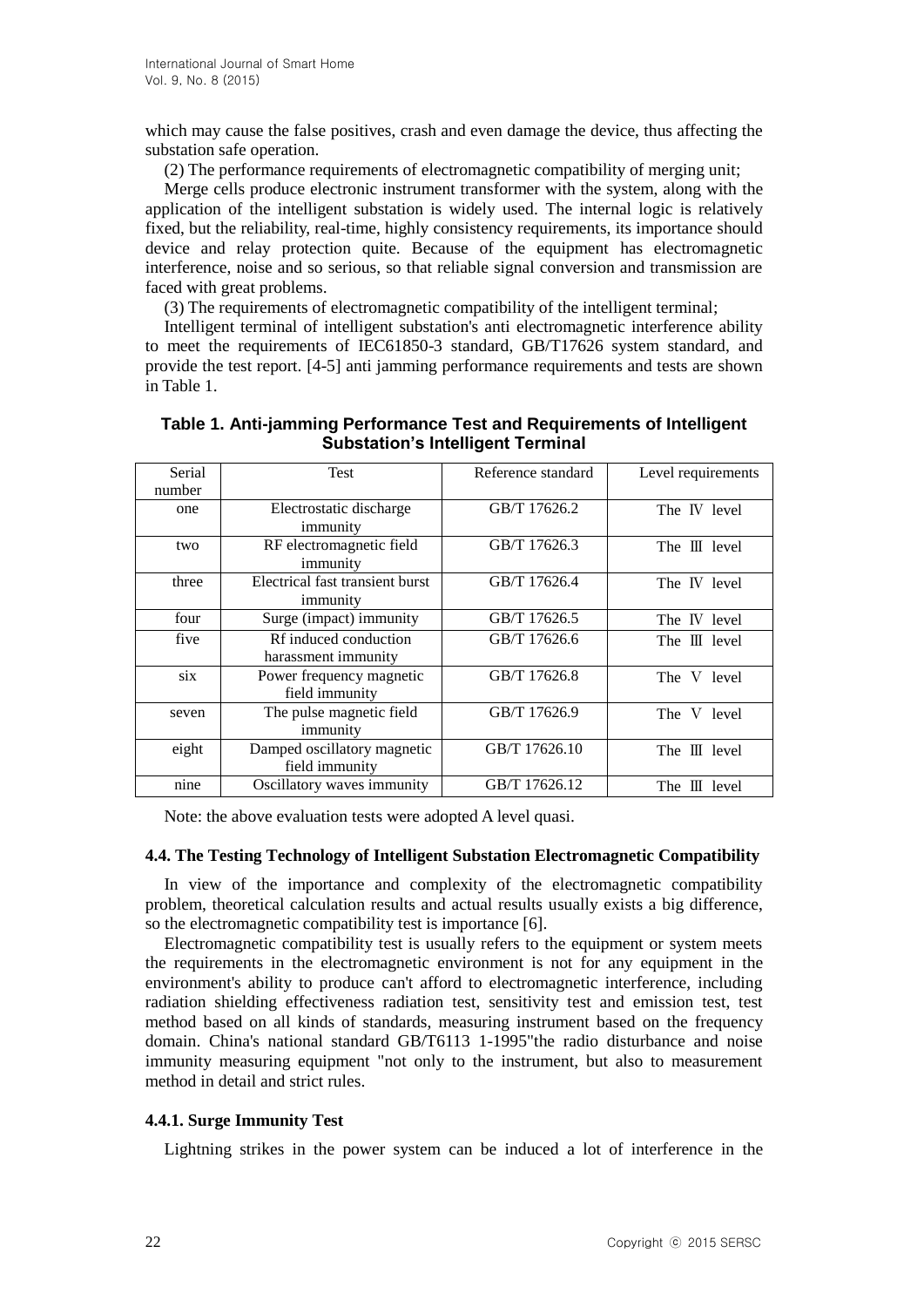which may cause the false positives, crash and even damage the device, thus affecting the substation safe operation.

(2) The performance requirements of electromagnetic compatibility of merging unit;

Merge cells produce electronic instrument transformer with the system, along with the application of the intelligent substation is widely used. The internal logic is relatively fixed, but the reliability, real-time, highly consistency requirements, its importance should device and relay protection quite. Because of the equipment has electromagnetic interference, noise and so serious, so that reliable signal conversion and transmission are faced with great problems.

(3) The requirements of electromagnetic compatibility of the intelligent terminal;

Intelligent terminal of intelligent substation's anti electromagnetic interference ability to meet the requirements of IEC61850-3 standard, GB/T17626 system standard, and provide the test report. [4-5] anti jamming performance requirements and tests are shown in Table 1.

**Table 1. Anti-jamming Performance Test and Requirements of Intelligent Substation's Intelligent Terminal**

| Serial number | Test | Reference standard | Level requirements |
|---|---|---|---|
| one | Electrostatic discharge immunity | GB/T 17626.2 | The Ⅳ level |
| two | RF electromagnetic field immunity | GB/T 17626.3 | The Ⅲ level |
| three | Electrical fast transient burst immunity | GB/T 17626.4 | The Ⅳ level |
| four | Surge (impact) immunity | GB/T 17626.5 | The Ⅳ level |
| five | Rf induced conduction harassment immunity | GB/T 17626.6 | The Ⅲ level |
| six | Power frequency magnetic field immunity | GB/T 17626.8 | The Ⅴ level |
| seven | The pulse magnetic field immunity | GB/T 17626.9 | The Ⅴ level |
| eight | Damped oscillatory magnetic field immunity | GB/T 17626.10 | The Ⅲ level |
| nine | Oscillatory waves immunity | GB/T 17626.12 | The Ⅲ level |

Note: the above evaluation tests were adopted A level quasi.

### 4.4. The Testing Technology of Intelligent Substation Electromagnetic Compatibility

In view of the importance and complexity of the electromagnetic compatibility problem, theoretical calculation results and actual results usually exists a big difference, so the electromagnetic compatibility test is importance [6].

Electromagnetic compatibility test is usually refers to the equipment or system meets the requirements in the electromagnetic environment is not for any equipment in the environment's ability to produce can't afford to electromagnetic interference, including radiation shielding effectiveness radiation test, sensitivity test and emission test, test method based on all kinds of standards, measuring instrument based on the frequency domain. China's national standard GB/T6113 1-1995"the radio disturbance and noise immunity measuring equipment "not only to the instrument, but also to measurement method in detail and strict rules.

#### 4.4.1. Surge Immunity Test

Lightning strikes in the power system can be induced a lot of interference in the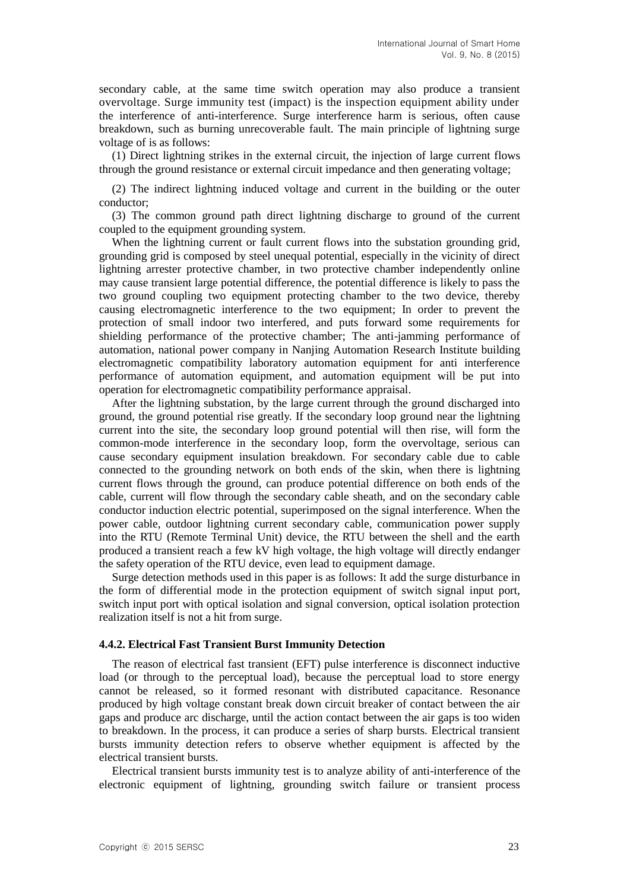secondary cable, at the same time switch operation may also produce a transient overvoltage. Surge immunity test (impact) is the inspection equipment ability under the interference of anti-interference. Surge interference harm is serious, often cause breakdown, such as burning unrecoverable fault. The main principle of lightning surge voltage of is as follows:

(1) Direct lightning strikes in the external circuit, the injection of large current flows through the ground resistance or external circuit impedance and then generating voltage;

(2) The indirect lightning induced voltage and current in the building or the outer conductor;

(3) The common ground path direct lightning discharge to ground of the current coupled to the equipment grounding system.

When the lightning current or fault current flows into the substation grounding grid, grounding grid is composed by steel unequal potential, especially in the vicinity of direct lightning arrester protective chamber, in two protective chamber independently online may cause transient large potential difference, the potential difference is likely to pass the two ground coupling two equipment protecting chamber to the two device, thereby causing electromagnetic interference to the two equipment; In order to prevent the protection of small indoor two interfered, and puts forward some requirements for shielding performance of the protective chamber; The anti-jamming performance of automation, national power company in Nanjing Automation Research Institute building electromagnetic compatibility laboratory automation equipment for anti interference performance of automation equipment, and automation equipment will be put into operation for electromagnetic compatibility performance appraisal.

After the lightning substation, by the large current through the ground discharged into ground, the ground potential rise greatly. If the secondary loop ground near the lightning current into the site, the secondary loop ground potential will then rise, will form the common-mode interference in the secondary loop, form the overvoltage, serious can cause secondary equipment insulation breakdown. For secondary cable due to cable connected to the grounding network on both ends of the skin, when there is lightning current flows through the ground, can produce potential difference on both ends of the cable, current will flow through the secondary cable sheath, and on the secondary cable conductor induction electric potential, superimposed on the signal interference. When the power cable, outdoor lightning current secondary cable, communication power supply into the RTU (Remote Terminal Unit) device, the RTU between the shell and the earth produced a transient reach a few kV high voltage, the high voltage will directly endanger the safety operation of the RTU device, even lead to equipment damage.

Surge detection methods used in this paper is as follows: It add the surge disturbance in the form of differential mode in the protection equipment of switch signal input port, switch input port with optical isolation and signal conversion, optical isolation protection realization itself is not a hit from surge.

#### 4.4.2. Electrical Fast Transient Burst Immunity Detection

The reason of electrical fast transient (EFT) pulse interference is disconnect inductive load (or through to the perceptual load), because the perceptual load to store energy cannot be released, so it formed resonant with distributed capacitance. Resonance produced by high voltage constant break down circuit breaker of contact between the air gaps and produce arc discharge, until the action contact between the air gaps is too widen to breakdown. In the process, it can produce a series of sharp bursts. Electrical transient bursts immunity detection refers to observe whether equipment is affected by the electrical transient bursts.

Electrical transient bursts immunity test is to analyze ability of anti-interference of the electronic equipment of lightning, grounding switch failure or transient process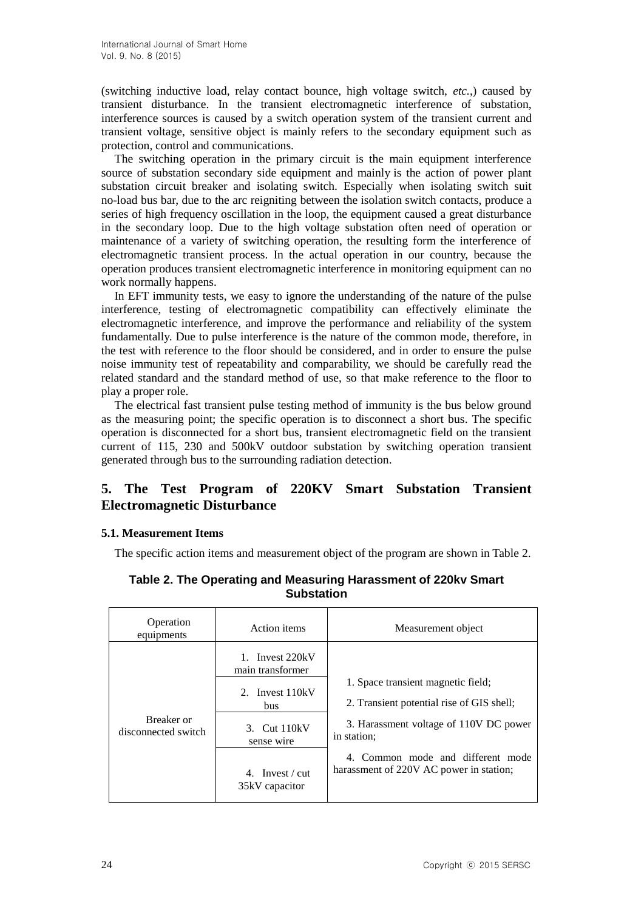(switching inductive load, relay contact bounce, high voltage switch, *etc.*,) caused by transient disturbance. In the transient electromagnetic interference of substation, interference sources is caused by a switch operation system of the transient current and transient voltage, sensitive object is mainly refers to the secondary equipment such as protection, control and communications.

The switching operation in the primary circuit is the main equipment interference source of substation secondary side equipment and mainly is the action of power plant substation circuit breaker and isolating switch. Especially when isolating switch suit no-load bus bar, due to the arc reigniting between the isolation switch contacts, produce a series of high frequency oscillation in the loop, the equipment caused a great disturbance in the secondary loop. Due to the high voltage substation often need of operation or maintenance of a variety of switching operation, the resulting form the interference of electromagnetic transient process. In the actual operation in our country, because the operation produces transient electromagnetic interference in monitoring equipment can no work normally happens.

In EFT immunity tests, we easy to ignore the understanding of the nature of the pulse interference, testing of electromagnetic compatibility can effectively eliminate the electromagnetic interference, and improve the performance and reliability of the system fundamentally. Due to pulse interference is the nature of the common mode, therefore, in the test with reference to the floor should be considered, and in order to ensure the pulse noise immunity test of repeatability and comparability, we should be carefully read the related standard and the standard method of use, so that make reference to the floor to play a proper role.

The electrical fast transient pulse testing method of immunity is the bus below ground as the measuring point; the specific operation is to disconnect a short bus. The specific operation is disconnected for a short bus, transient electromagnetic field on the transient current of 115, 230 and 500kV outdoor substation by switching operation transient generated through bus to the surrounding radiation detection.

## 5. The Test Program of 220KV Smart Substation Transient Electromagnetic Disturbance

### 5.1. Measurement Items

The specific action items and measurement object of the program are shown in Table 2.

**Table 2. The Operating and Measuring Harassment of 220kv Smart Substation**

| Operation equipments | Action items | Measurement object |
|---|---|---|
| Breaker or disconnected switch | 1. Invest 220kV main transformer | 1. Space transient magnetic field; 2. Transient potential rise of GIS shell; 3. Harassment voltage of 110V DC power in station; 4. Common mode and different mode harassment of 220V AC power in station; |
| | 2. Invest 110kV bus | |
| | 3. Cut 110kV sense wire | |
| | 4. Invest / cut 35kV capacitor | |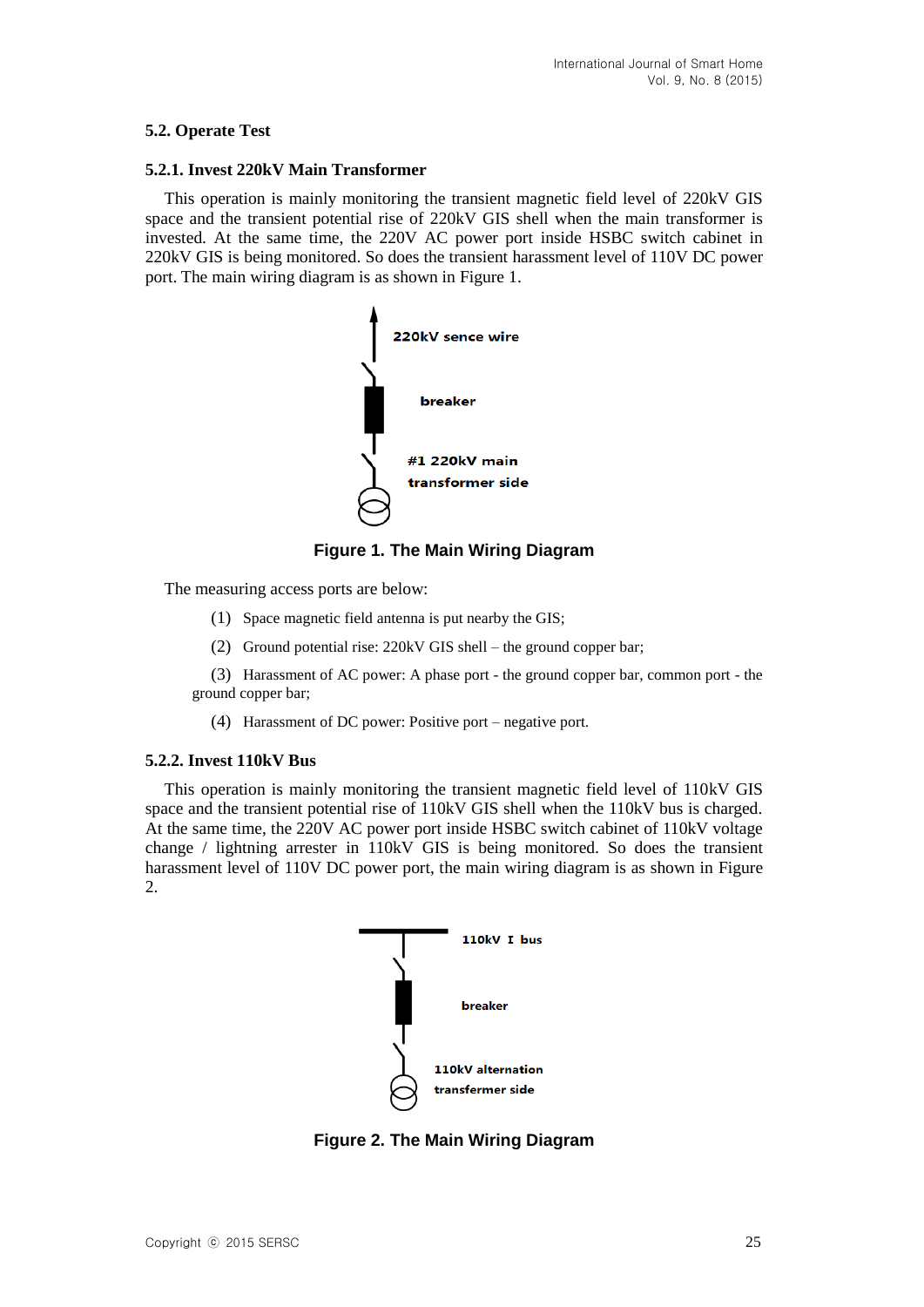### 5.2. Operate Test

#### 5.2.1. Invest 220kV Main Transformer

This operation is mainly monitoring the transient magnetic field level of 220kV GIS space and the transient potential rise of 220kV GIS shell when the main transformer is invested. At the same time, the 220V AC power port inside HSBC switch cabinet in 220kV GIS is being monitored. So does the transient harassment level of 110V DC power port. The main wiring diagram is as shown in Figure 1.

220kV sence wire

breaker

#1 220kV main transformer side

**Figure 1. The Main Wiring Diagram**

The measuring access ports are below:

(1) Space magnetic field antenna is put nearby the GIS;

(2) Ground potential rise: 220kV GIS shell – the ground copper bar;

(3) Harassment of AC power: A phase port - the ground copper bar, common port - the ground copper bar;

(4) Harassment of DC power: Positive port – negative port.

#### 5.2.2. Invest 110kV Bus

This operation is mainly monitoring the transient magnetic field level of 110kV GIS space and the transient potential rise of 110kV GIS shell when the 110kV bus is charged. At the same time, the 220V AC power port inside HSBC switch cabinet of 110kV voltage change / lightning arrester in 110kV GIS is being monitored. So does the transient harassment level of 110V DC power port, the main wiring diagram is as shown in Figure 2.

110kV I bus

breaker

110kV alternation transfermer side

**Figure 2. The Main Wiring Diagram**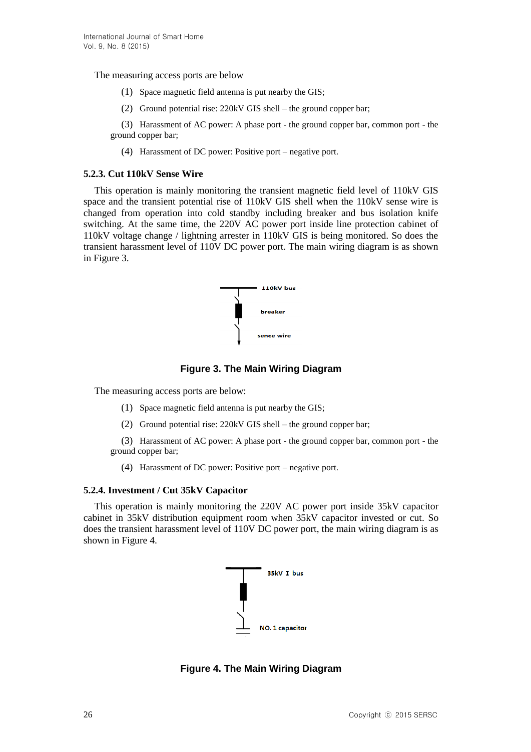The measuring access ports are below

(1) Space magnetic field antenna is put nearby the GIS;

(2) Ground potential rise: 220kV GIS shell – the ground copper bar;

(3) Harassment of AC power: A phase port - the ground copper bar, common port - the ground copper bar;

(4) Harassment of DC power: Positive port – negative port.

#### 5.2.3. Cut 110kV Sense Wire

This operation is mainly monitoring the transient magnetic field level of 110kV GIS space and the transient potential rise of 110kV GIS shell when the 110kV sense wire is changed from operation into cold standby including breaker and bus isolation knife switching. At the same time, the 220V AC power port inside line protection cabinet of 110kV voltage change / lightning arrester in 110kV GIS is being monitored. So does the transient harassment level of 110V DC power port. The main wiring diagram is as shown in Figure 3.

110kV bus

breaker

sence wire

**Figure 3. The Main Wiring Diagram**

The measuring access ports are below:

(1) Space magnetic field antenna is put nearby the GIS;

(2) Ground potential rise: 220kV GIS shell – the ground copper bar;

(3) Harassment of AC power: A phase port - the ground copper bar, common port - the ground copper bar;

(4) Harassment of DC power: Positive port – negative port.

#### 5.2.4. Investment / Cut 35kV Capacitor

This operation is mainly monitoring the 220V AC power port inside 35kV capacitor cabinet in 35kV distribution equipment room when 35kV capacitor invested or cut. So does the transient harassment level of 110V DC power port, the main wiring diagram is as shown in Figure 4.

35kV I bus

NO. 1 capacitor

**Figure 4. The Main Wiring Diagram**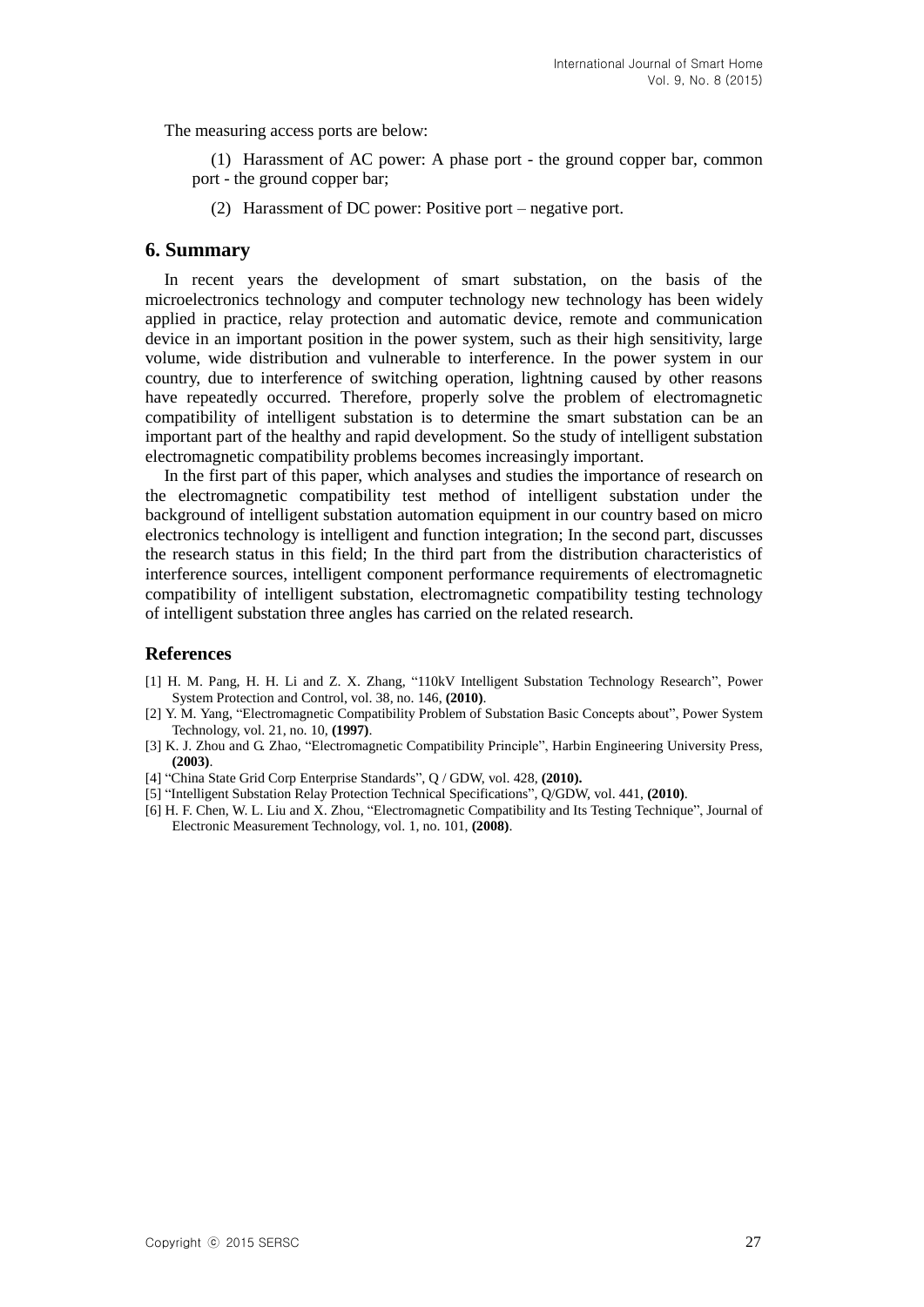The measuring access ports are below:

(1) Harassment of AC power: A phase port - the ground copper bar, common port - the ground copper bar;

(2) Harassment of DC power: Positive port – negative port.

## 6. Summary

In recent years the development of smart substation, on the basis of the microelectronics technology and computer technology new technology has been widely applied in practice, relay protection and automatic device, remote and communication device in an important position in the power system, such as their high sensitivity, large volume, wide distribution and vulnerable to interference. In the power system in our country, due to interference of switching operation, lightning caused by other reasons have repeatedly occurred. Therefore, properly solve the problem of electromagnetic compatibility of intelligent substation is to determine the smart substation can be an important part of the healthy and rapid development. So the study of intelligent substation electromagnetic compatibility problems becomes increasingly important.

In the first part of this paper, which analyses and studies the importance of research on the electromagnetic compatibility test method of intelligent substation under the background of intelligent substation automation equipment in our country based on micro electronics technology is intelligent and function integration; In the second part, discusses the research status in this field; In the third part from the distribution characteristics of interference sources, intelligent component performance requirements of electromagnetic compatibility of intelligent substation, electromagnetic compatibility testing technology of intelligent substation three angles has carried on the related research.

## References

[1] H. M. Pang, H. H. Li and Z. X. Zhang, "110kV Intelligent Substation Technology Research", Power System Protection and Control, vol. 38, no. 146, **(2010)**.

[2] Y. M. Yang, "Electromagnetic Compatibility Problem of Substation Basic Concepts about", Power System Technology, vol. 21, no. 10, **(1997)**.

[3] K. J. Zhou and G. Zhao, "Electromagnetic Compatibility Principle", Harbin Engineering University Press, **(2003)**.

[4] "China State Grid Corp Enterprise Standards", Q / GDW, vol. 428, **(2010).**

[5] "Intelligent Substation Relay Protection Technical Specifications", Q/GDW, vol. 441, **(2010)**.

[6] H. F. Chen, W. L. Liu and X. Zhou, "Electromagnetic Compatibility and Its Testing Technique", Journal of Electronic Measurement Technology, vol. 1, no. 101, **(2008)**.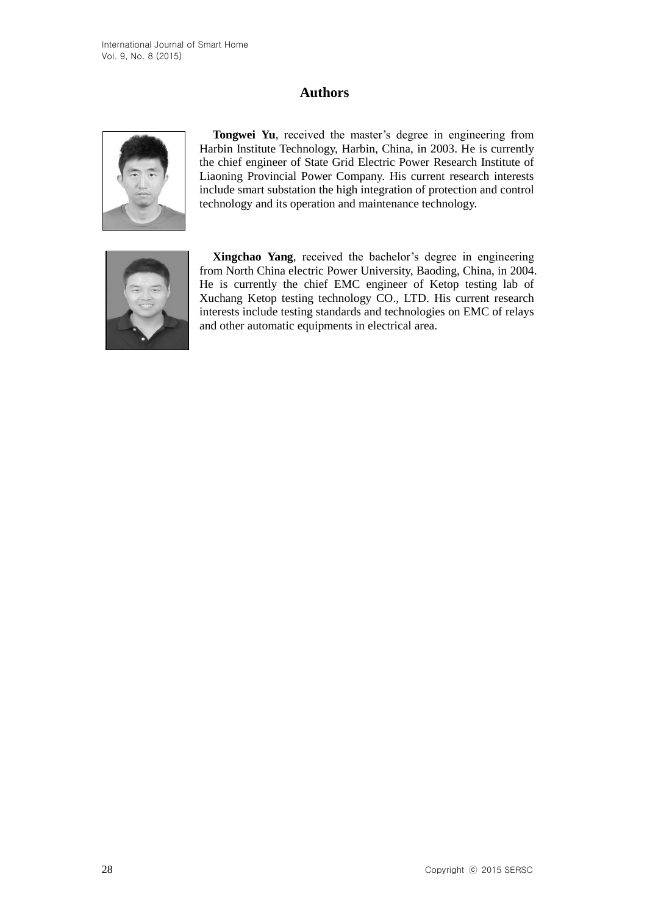## Authors

**Tongwei Yu**, received the master's degree in engineering from Harbin Institute Technology, Harbin, China, in 2003. He is currently the chief engineer of State Grid Electric Power Research Institute of Liaoning Provincial Power Company. His current research interests include smart substation the high integration of protection and control technology and its operation and maintenance technology.

**Xingchao Yang**, received the bachelor's degree in engineering from North China electric Power University, Baoding, China, in 2004. He is currently the chief EMC engineer of Ketop testing lab of Xuchang Ketop testing technology CO., LTD. His current research interests include testing standards and technologies on EMC of relays and other automatic equipments in electrical area.